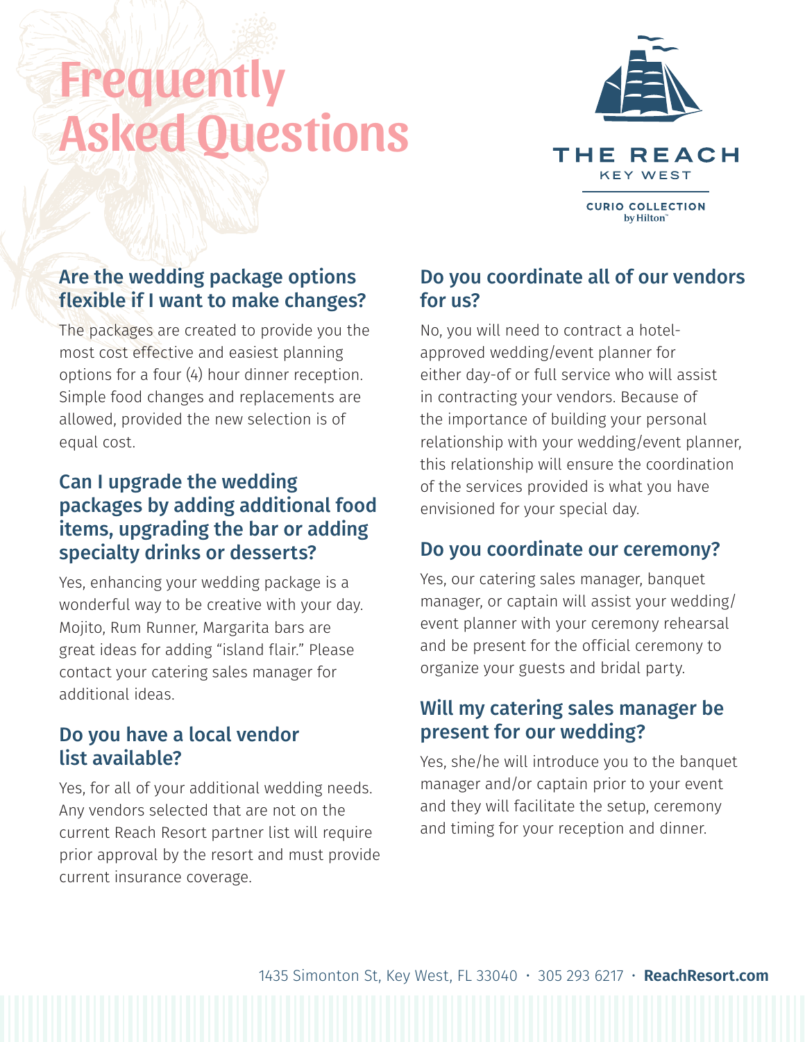# Frequently Asked Questions

THE REACH
KEY WEST
CURIO COLLECTION by Hilton

## Are the wedding package options flexible if I want to make changes?

The packages are created to provide you the most cost effective and easiest planning options for a four (4) hour dinner reception. Simple food changes and replacements are allowed, provided the new selection is of equal cost.

## Can I upgrade the wedding packages by adding additional food items, upgrading the bar or adding specialty drinks or desserts?

Yes, enhancing your wedding package is a wonderful way to be creative with your day. Mojito, Rum Runner, Margarita bars are great ideas for adding "island flair." Please contact your catering sales manager for additional ideas.

## Do you have a local vendor list available?

Yes, for all of your additional wedding needs. Any vendors selected that are not on the current Reach Resort partner list will require prior approval by the resort and must provide current insurance coverage.

## Do you coordinate all of our vendors for us?

No, you will need to contract a hotel-approved wedding/event planner for either day-of or full service who will assist in contracting your vendors. Because of the importance of building your personal relationship with your wedding/event planner, this relationship will ensure the coordination of the services provided is what you have envisioned for your special day.

## Do you coordinate our ceremony?

Yes, our catering sales manager, banquet manager, or captain will assist your wedding/event planner with your ceremony rehearsal and be present for the official ceremony to organize your guests and bridal party.

## Will my catering sales manager be present for our wedding?

Yes, she/he will introduce you to the banquet manager and/or captain prior to your event and they will facilitate the setup, ceremony and timing for your reception and dinner.

1435 Simonton St, Key West, FL 33040 • 305 293 6217 • **ReachResort.com**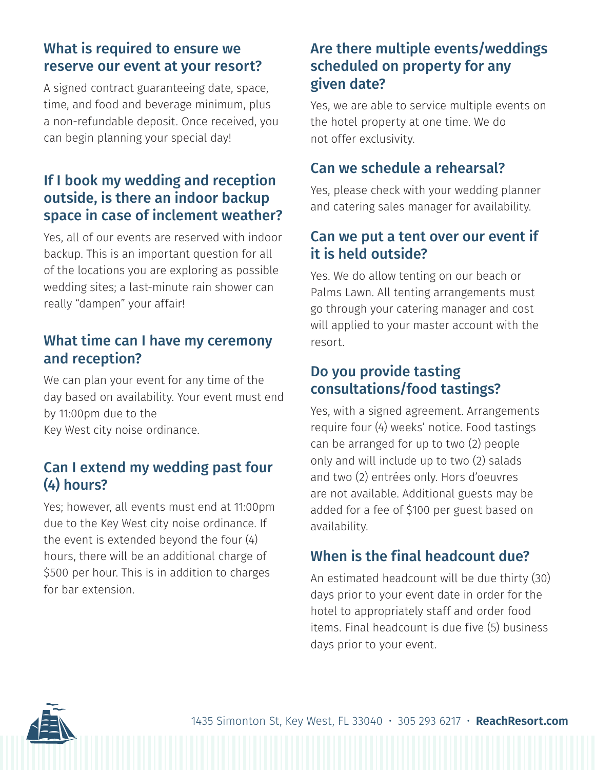## What is required to ensure we reserve our event at your resort?

A signed contract guaranteeing date, space, time, and food and beverage minimum, plus a non-refundable deposit. Once received, you can begin planning your special day!

## If I book my wedding and reception outside, is there an indoor backup space in case of inclement weather?

Yes, all of our events are reserved with indoor backup. This is an important question for all of the locations you are exploring as possible wedding sites; a last-minute rain shower can really "dampen" your affair!

## What time can I have my ceremony and reception?

We can plan your event for any time of the day based on availability. Your event must end by 11:00pm due to the Key West city noise ordinance.

## Can I extend my wedding past four (4) hours?

Yes; however, all events must end at 11:00pm due to the Key West city noise ordinance. If the event is extended beyond the four (4) hours, there will be an additional charge of $500 per hour. This is in addition to charges for bar extension.

## Are there multiple events/weddings scheduled on property for any given date?

Yes, we are able to service multiple events on the hotel property at one time. We do not offer exclusivity.

## Can we schedule a rehearsal?

Yes, please check with your wedding planner and catering sales manager for availability.

## Can we put a tent over our event if it is held outside?

Yes. We do allow tenting on our beach or Palms Lawn. All tenting arrangements must go through your catering manager and cost will applied to your master account with the resort.

## Do you provide tasting consultations/food tastings?

Yes, with a signed agreement. Arrangements require four (4) weeks' notice. Food tastings can be arranged for up to two (2) people only and will include up to two (2) salads and two (2) entrées only. Hors d'oeuvres are not available. Additional guests may be added for a fee of $100 per guest based on availability.

## When is the final headcount due?

An estimated headcount will be due thirty (30) days prior to your event date in order for the hotel to appropriately staff and order food items. Final headcount is due five (5) business days prior to your event.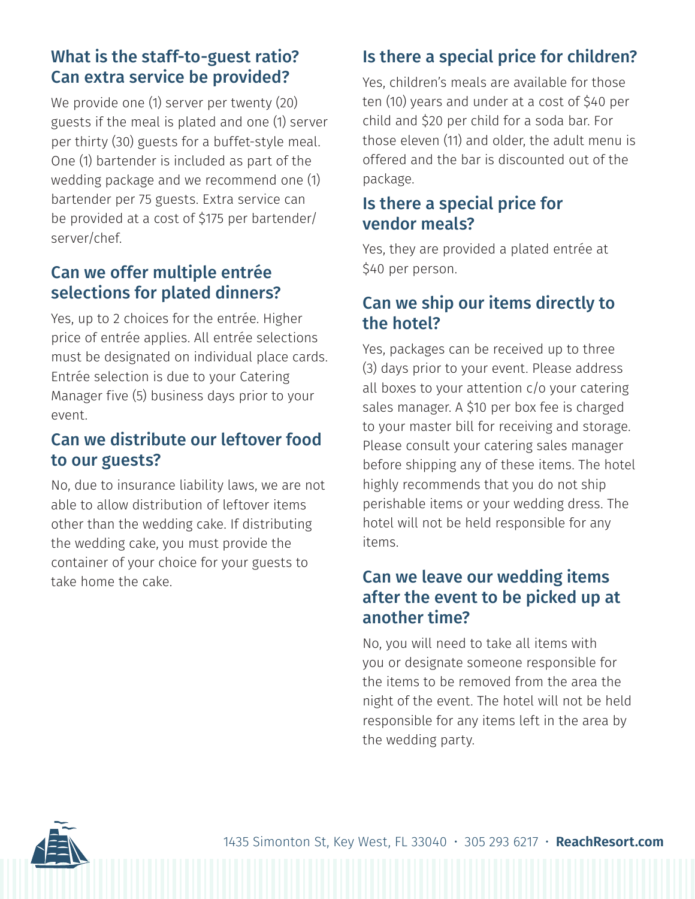## What is the staff-to-guest ratio? Can extra service be provided?

We provide one (1) server per twenty (20) guests if the meal is plated and one (1) server per thirty (30) guests for a buffet-style meal. One (1) bartender is included as part of the wedding package and we recommend one (1) bartender per 75 guests. Extra service can be provided at a cost of $175 per bartender/server/chef.

## Can we offer multiple entrée selections for plated dinners?

Yes, up to 2 choices for the entrée. Higher price of entrée applies. All entrée selections must be designated on individual place cards. Entrée selection is due to your Catering Manager five (5) business days prior to your event.

## Can we distribute our leftover food to our guests?

No, due to insurance liability laws, we are not able to allow distribution of leftover items other than the wedding cake. If distributing the wedding cake, you must provide the container of your choice for your guests to take home the cake.

## Is there a special price for children?

Yes, children's meals are available for those ten (10) years and under at a cost of $40 per child and $20 per child for a soda bar. For those eleven (11) and older, the adult menu is offered and the bar is discounted out of the package.

## Is there a special price for vendor meals?

Yes, they are provided a plated entrée at $40 per person.

## Can we ship our items directly to the hotel?

Yes, packages can be received up to three (3) days prior to your event. Please address all boxes to your attention c/o your catering sales manager. A $10 per box fee is charged to your master bill for receiving and storage. Please consult your catering sales manager before shipping any of these items. The hotel highly recommends that you do not ship perishable items or your wedding dress. The hotel will not be held responsible for any items.

## Can we leave our wedding items after the event to be picked up at another time?

No, you will need to take all items with you or designate someone responsible for the items to be removed from the area the night of the event. The hotel will not be held responsible for any items left in the area by the wedding party.

1435 Simonton St, Key West, FL 33040 · 305 293 6217 · **ReachResort.com**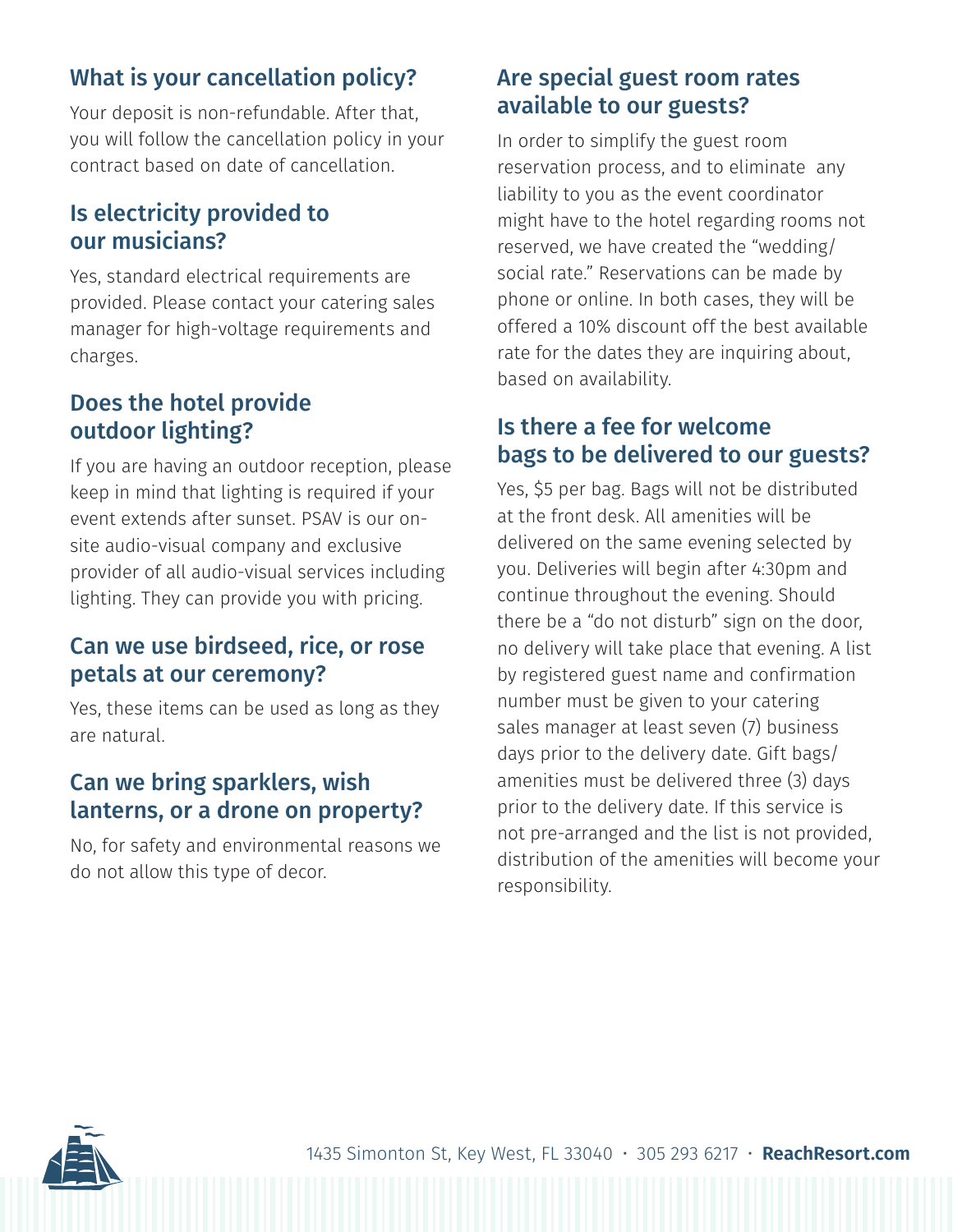## What is your cancellation policy?

Your deposit is non-refundable. After that, you will follow the cancellation policy in your contract based on date of cancellation.

## Is electricity provided to our musicians?

Yes, standard electrical requirements are provided. Please contact your catering sales manager for high-voltage requirements and charges.

## Does the hotel provide outdoor lighting?

If you are having an outdoor reception, please keep in mind that lighting is required if your event extends after sunset. PSAV is our on-site audio-visual company and exclusive provider of all audio-visual services including lighting. They can provide you with pricing.

## Can we use birdseed, rice, or rose petals at our ceremony?

Yes, these items can be used as long as they are natural.

## Can we bring sparklers, wish lanterns, or a drone on property?

No, for safety and environmental reasons we do not allow this type of decor.

## Are special guest room rates available to our guests?

In order to simplify the guest room reservation process, and to eliminate any liability to you as the event coordinator might have to the hotel regarding rooms not reserved, we have created the "wedding/social rate." Reservations can be made by phone or online. In both cases, they will be offered a 10% discount off the best available rate for the dates they are inquiring about, based on availability.

## Is there a fee for welcome bags to be delivered to our guests?

Yes, $5 per bag. Bags will not be distributed at the front desk. All amenities will be delivered on the same evening selected by you. Deliveries will begin after 4:30pm and continue throughout the evening. Should there be a "do not disturb" sign on the door, no delivery will take place that evening. A list by registered guest name and confirmation number must be given to your catering sales manager at least seven (7) business days prior to the delivery date. Gift bags/amenities must be delivered three (3) days prior to the delivery date. If this service is not pre-arranged and the list is not provided, distribution of the amenities will become your responsibility.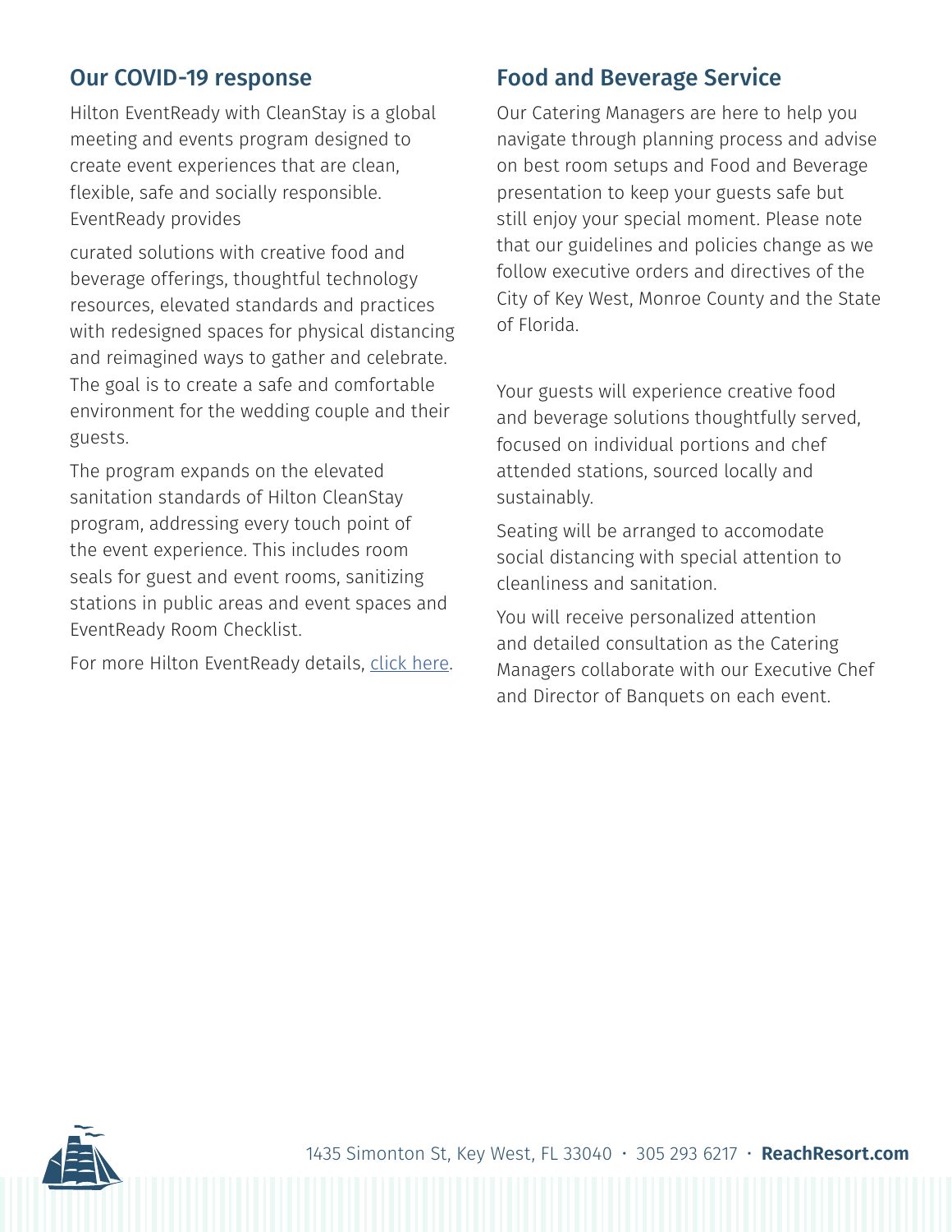## Our COVID-19 response

Hilton EventReady with CleanStay is a global meeting and events program designed to create event experiences that are clean, flexible, safe and socially responsible. EventReady provides

curated solutions with creative food and beverage offerings, thoughtful technology resources, elevated standards and practices with redesigned spaces for physical distancing and reimagined ways to gather and celebrate. The goal is to create a safe and comfortable environment for the wedding couple and their guests.

The program expands on the elevated sanitation standards of Hilton CleanStay program, addressing every touch point of the event experience. This includes room seals for guest and event rooms, sanitizing stations in public areas and event spaces and EventReady Room Checklist.

For more Hilton EventReady details, click here.

## Food and Beverage Service

Our Catering Managers are here to help you navigate through planning process and advise on best room setups and Food and Beverage presentation to keep your guests safe but still enjoy your special moment. Please note that our guidelines and policies change as we follow executive orders and directives of the City of Key West, Monroe County and the State of Florida.

Your guests will experience creative food and beverage solutions thoughtfully served, focused on individual portions and chef attended stations, sourced locally and sustainably.

Seating will be arranged to accomodate social distancing with special attention to cleanliness and sanitation.

You will receive personalized attention and detailed consultation as the Catering Managers collaborate with our Executive Chef and Director of Banquets on each event.